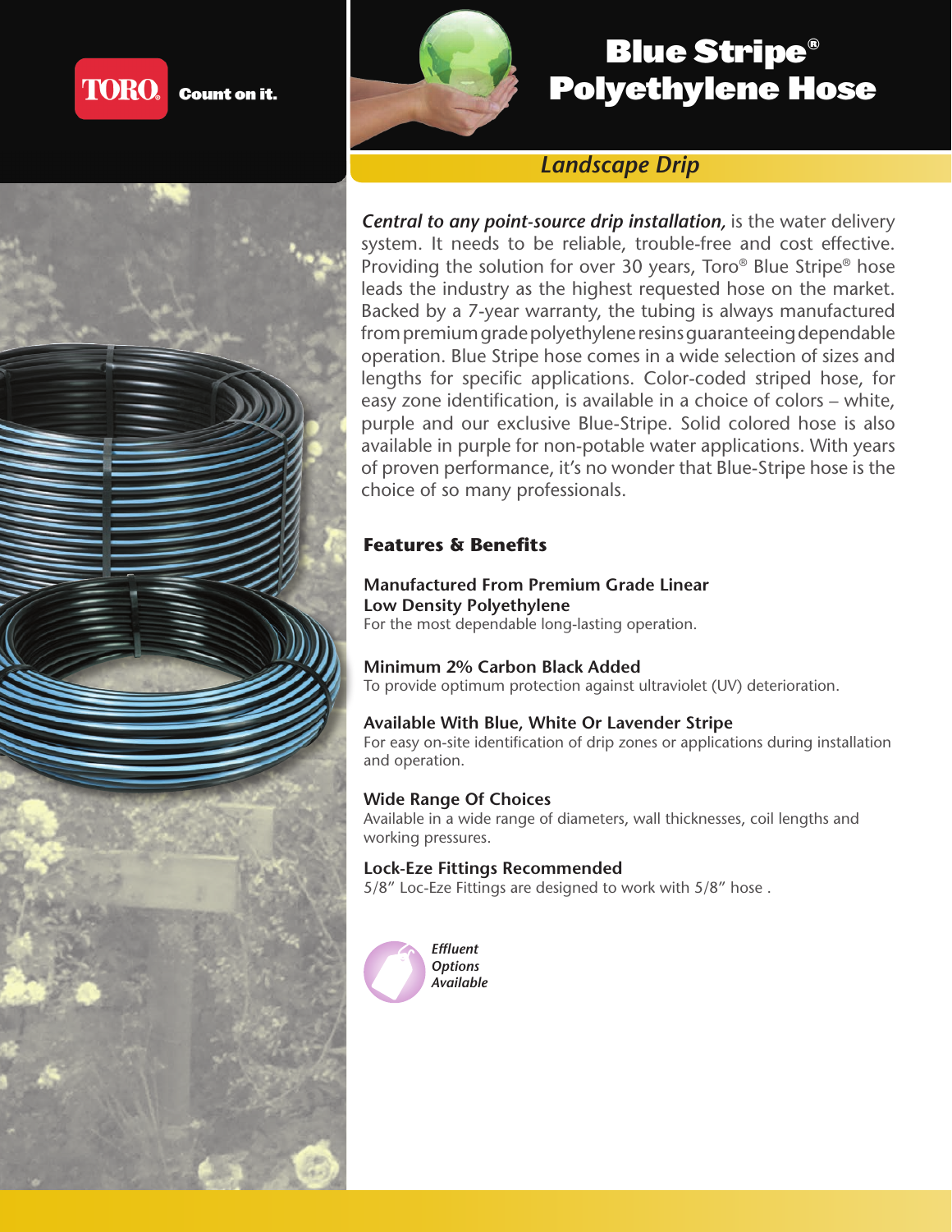TORO® Count on it.

# Blue Stripe® Polyethylene Hose

## Landscape Drip

***Central to any point-source drip installation,*** is the water delivery system. It needs to be reliable, trouble-free and cost effective. Providing the solution for over 30 years, Toro® Blue Stripe® hose leads the industry as the highest requested hose on the market. Backed by a 7-year warranty, the tubing is always manufactured from premium grade polyethylene resins guaranteeing dependable operation. Blue Stripe hose comes in a wide selection of sizes and lengths for specific applications. Color-coded striped hose, for easy zone identification, is available in a choice of colors – white, purple and our exclusive Blue-Stripe. Solid colored hose is also available in purple for non-potable water applications. With years of proven performance, it's no wonder that Blue-Stripe hose is the choice of so many professionals.

### Features & Benefits

**Manufactured From Premium Grade Linear Low Density Polyethylene**
For the most dependable long-lasting operation.

**Minimum 2% Carbon Black Added**
To provide optimum protection against ultraviolet (UV) deterioration.

**Available With Blue, White Or Lavender Stripe**
For easy on-site identification of drip zones or applications during installation and operation.

**Wide Range Of Choices**
Available in a wide range of diameters, wall thicknesses, coil lengths and working pressures.

**Lock-Eze Fittings Recommended**
5/8" Loc-Eze Fittings are designed to work with 5/8" hose .

*Effluent Options Available*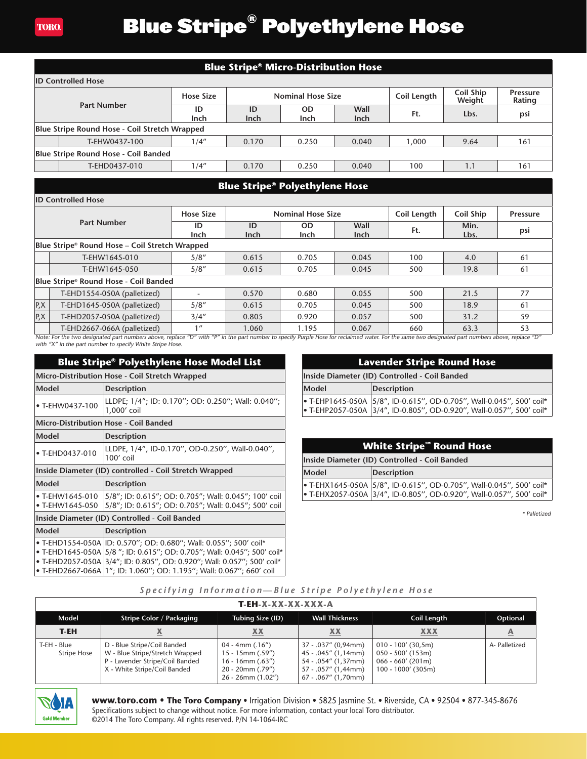# Blue Stripe® Polyethylene Hose

## Blue Stripe® Micro-Distribution Hose

ID Controlled Hose

| | Part Number | Hose Size | Nominal Hose Size | | | Coil Length | Coil Ship Weight | Pressure Rating |
|---|---|---|---|---|---|---|---|---|
| | | ID Inch | ID Inch | OD Inch | Wall Inch | Ft. | Lbs. | psi |
| **Blue Stripe Round Hose - Coil Stretch Wrapped** | | | | | | | | |
| | T-EHW0437-100 | 1/4" | 0.170 | 0.250 | 0.040 | 1,000 | 9.64 | 161 |
| **Blue Stripe Round Hose - Coil Banded** | | | | | | | | |
| | T-EHD0437-010 | 1/4" | 0.170 | 0.250 | 0.040 | 100 | 1.1 | 161 |

## Blue Stripe® Polyethylene Hose

ID Controlled Hose

| | Part Number | Hose Size | Nominal Hose Size | | | Coil Length | Coil Ship | Pressure |
|---|---|---|---|---|---|---|---|---|
| | | ID Inch | ID Inch | OD Inch | Wall Inch | Ft. | Min. Lbs. | psi |
| **Blue Stripe® Round Hose – Coil Stretch Wrapped** | | | | | | | | |
| | T-EHW1645-010 | 5/8" | 0.615 | 0.705 | 0.045 | 100 | 4.0 | 61 |
| | T-EHW1645-050 | 5/8" | 0.615 | 0.705 | 0.045 | 500 | 19.8 | 61 |
| **Blue Stripe® Round Hose - Coil Banded** | | | | | | | | |
| | T-EHD1554-050A (palletized) | - | 0.570 | 0.680 | 0.055 | 500 | 21.5 | 77 |
| P,X | T-EHD1645-050A (palletized) | 5/8" | 0.615 | 0.705 | 0.045 | 500 | 18.9 | 61 |
| P,X | T-EHD2057-050A (palletized) | 3/4" | 0.805 | 0.920 | 0.057 | 500 | 31.2 | 59 |
| | T-EHD2667-066A (palletized) | 1" | 1.060 | 1.195 | 0.067 | 660 | 63.3 | 53 |

*Note: For the two designated part numbers above, replace "D" with "P" in the part number to specify Purple Hose for reclaimed water. For the same two designated part numbers above, replace "D" with "X" in the part number to specify White Stripe Hose.*

## Blue Stripe® Polyethylene Hose Model List

**Micro-Distribution Hose - Coil Stretch Wrapped**

| Model | Description |
|---|---|
| • T-EHW0437-100 | LLDPE; 1/4"; ID: 0.170"; OD: 0.250"; Wall: 0.040"; 1,000' coil |

**Micro-Distribution Hose - Coil Banded**

| Model | Description |
|---|---|
| • T-EHD0437-010 | LLDPE, 1/4", ID-0.170", OD-0.250", Wall-0.040", 100' coil |

**Inside Diameter (ID) controlled - Coil Stretch Wrapped**

| Model | Description |
|---|---|
| • T-EHW1645-010 | 5/8"; ID: 0.615"; OD: 0.705"; Wall: 0.045"; 100' coil |
| • T-EHW1645-050 | 5/8"; ID: 0.615"; OD: 0.705"; Wall: 0.045"; 500' coil |

**Inside Diameter (ID) Controlled - Coil Banded**

| Model | Description |
|---|---|
| • T-EHD1554-050A | ID: 0.570"; OD: 0.680"; Wall: 0.055"; 500' coil* |
| • T-EHD1645-050A | 5/8 "; ID: 0.615"; OD: 0.705"; Wall: 0.045"; 500' coil* |
| • T-EHD2057-050A | 3/4"; ID: 0.805"; OD: 0.920"; Wall: 0.057"; 500' coil* |
| • T-EHD2667-066A | 1"; ID: 1.060"; OD: 1.195"; Wall: 0.067"; 660' coil |

## Lavender Stripe Round Hose

**Inside Diameter (ID) Controlled - Coil Banded**

| Model | Description |
|---|---|
| • T-EHP1645-050A | 5/8", ID-0.615", OD-0.705", Wall-0.045", 500' coil* |
| • T-EHP2057-050A | 3/4", ID-0.805", OD-0.920", Wall-0.057", 500' coil* |

## White Stripe™ Round Hose

**Inside Diameter (ID) Controlled - Coil Banded**

| Model | Description |
|---|---|
| • T-EHX1645-050A | 5/8", ID-0.615", OD-0.705", Wall-0.045", 500' coil* |
| • T-EHX2057-050A | 3/4", ID-0.805", OD-0.920", Wall-0.057", 500' coil* |

*\* Palletized*

## Specifying Information—Blue Stripe Polyethylene Hose

**T-EH-X-XX-XX-XXX-A**

| Model | Stripe Color / Packaging | Tubing Size (ID) | Wall Thickness | Coil Length | Optional |
|---|---|---|---|---|---|
| **T-EH** | **X** | **XX** | **XX** | **XXX** | **A** |
| T-EH - Blue Stripe Hose | D - Blue Stripe/Coil Banded<br>W - Blue Stripe/Stretch Wrapped<br>P - Lavender Stripe/Coil Banded<br>X - White Stripe/Coil Banded | 04 - 4mm (.16")<br>15 - 15mm (.59")<br>16 - 16mm (.63")<br>20 - 20mm (.79")<br>26 - 26mm (1.02") | 37 - .037" (0,94mm)<br>45 - .045" (1,14mm)<br>54 - .054" (1,37mm)<br>57 - .057" (1,44mm)<br>67 - .067" (1,70mm) | 010 - 100' (30,5m)<br>050 - 500' (153m)<br>066 - 660' (201m)<br>100 - 1000' (305m) | A- Palletized |

**www.toro.com • The Toro Company** • Irrigation Division • 5825 Jasmine St. • Riverside, CA • 92504 • 877-345-8676
Specifications subject to change without notice. For more information, contact your local Toro distributor.
©2014 The Toro Company. All rights reserved. P/N 14-1064-IRC